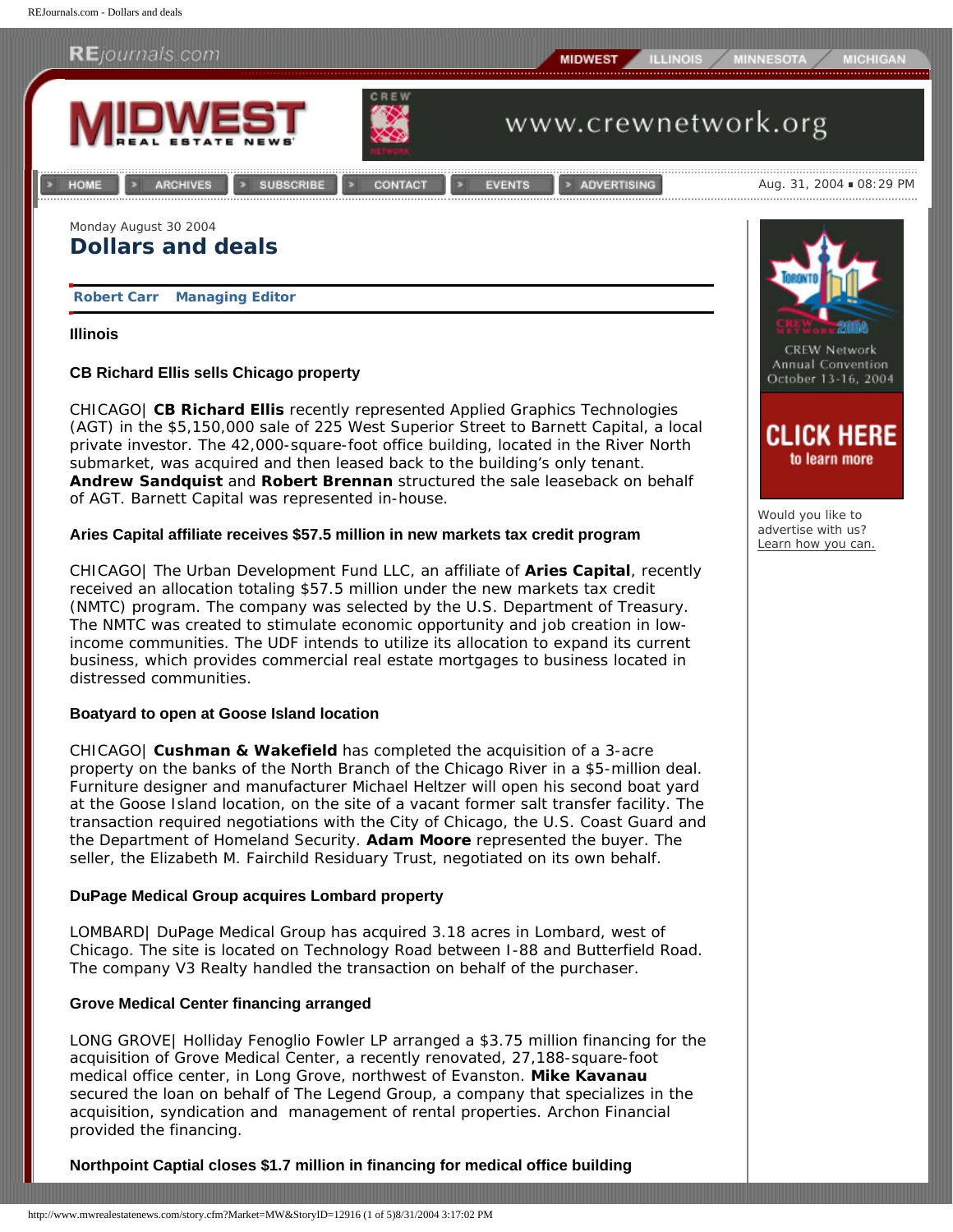Monday August 30 2004

# Dollars and deals

**Robert Carr Managing Editor**

**Illinois**

### CB Richard Ellis sells Chicago property

CHICAGO| **CB Richard Ellis** recently represented Applied Graphics Technologies (AGT) in the $5,150,000 sale of 225 West Superior Street to Barnett Capital, a local private investor. The 42,000-square-foot office building, located in the River North submarket, was acquired and then leased back to the building's only tenant. **Andrew Sandquist** and **Robert Brennan** structured the sale leaseback on behalf of AGT. Barnett Capital was represented in-house.

### Aries Capital affiliate receives $57.5 million in new markets tax credit program

CHICAGO| The Urban Development Fund LLC, an affiliate of **Aries Capital**, recently received an allocation totaling $57.5 million under the new markets tax credit (NMTC) program. The company was selected by the U.S. Department of Treasury. The NMTC was created to stimulate economic opportunity and job creation in low-income communities. The UDF intends to utilize its allocation to expand its current business, which provides commercial real estate mortgages to business located in distressed communities.

### Boatyard to open at Goose Island location

CHICAGO| **Cushman & Wakefield** has completed the acquisition of a 3-acre property on the banks of the North Branch of the Chicago River in a $5-million deal. Furniture designer and manufacturer Michael Heltzer will open his second boat yard at the Goose Island location, on the site of a vacant former salt transfer facility. The transaction required negotiations with the City of Chicago, the U.S. Coast Guard and the Department of Homeland Security. **Adam Moore** represented the buyer. The seller, the Elizabeth M. Fairchild Residuary Trust, negotiated on its own behalf.

### DuPage Medical Group acquires Lombard property

LOMBARD| DuPage Medical Group has acquired 3.18 acres in Lombard, west of Chicago. The site is located on Technology Road between I-88 and Butterfield Road. The company V3 Realty handled the transaction on behalf of the purchaser.

### Grove Medical Center financing arranged

LONG GROVE| Holliday Fenoglio Fowler LP arranged a $3.75 million financing for the acquisition of Grove Medical Center, a recently renovated, 27,188-square-foot medical office center, in Long Grove, northwest of Evanston. **Mike Kavanau** secured the loan on behalf of The Legend Group, a company that specializes in the acquisition, syndication and management of rental properties. Archon Financial provided the financing.

### Northpoint Captial closes $1.7 million in financing for medical office building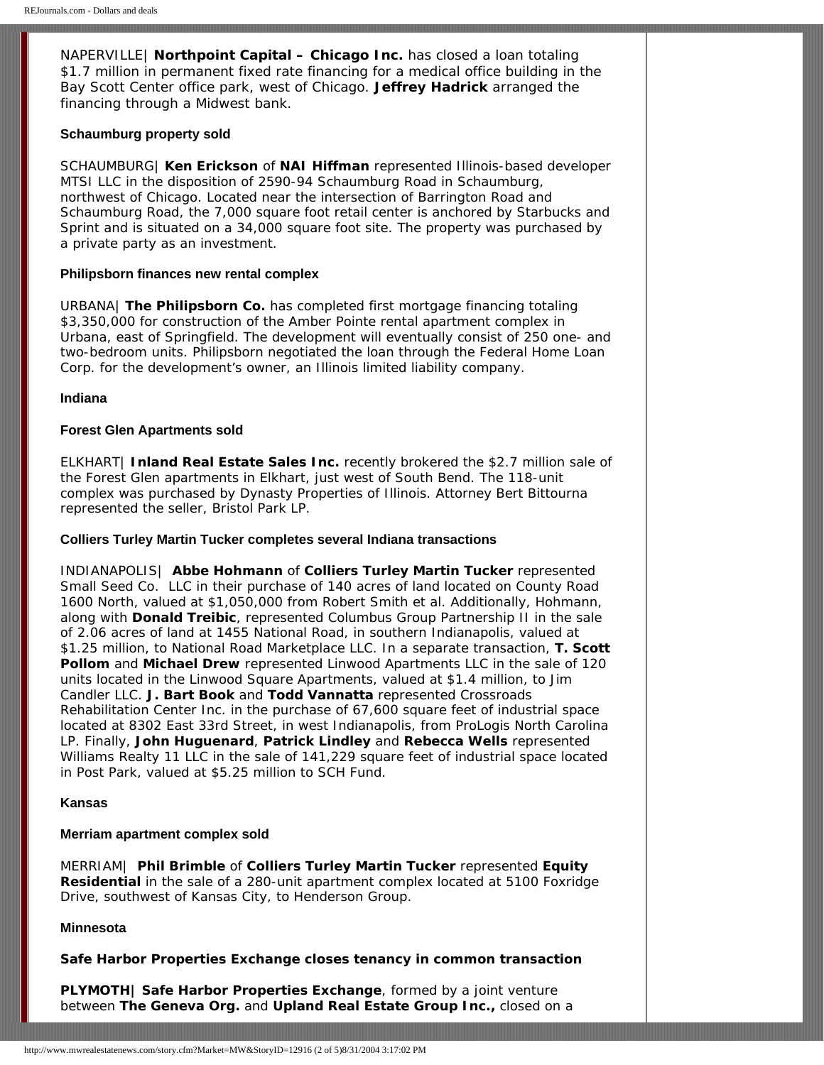NAPERVILLE| **Northpoint Capital – Chicago Inc.** has closed a loan totaling $1.7 million in permanent fixed rate financing for a medical office building in the Bay Scott Center office park, west of Chicago. **Jeffrey Hadrick** arranged the financing through a Midwest bank.

#### Schaumburg property sold

SCHAUMBURG| **Ken Erickson** of **NAI Hiffman** represented Illinois-based developer MTSI LLC in the disposition of 2590-94 Schaumburg Road in Schaumburg, northwest of Chicago. Located near the intersection of Barrington Road and Schaumburg Road, the 7,000 square foot retail center is anchored by Starbucks and Sprint and is situated on a 34,000 square foot site. The property was purchased by a private party as an investment.

#### Philipsborn finances new rental complex

URBANA| **The Philipsborn Co.** has completed first mortgage financing totaling $3,350,000 for construction of the Amber Pointe rental apartment complex in Urbana, east of Springfield. The development will eventually consist of 250 one- and two-bedroom units. Philipsborn negotiated the loan through the Federal Home Loan Corp. for the development's owner, an Illinois limited liability company.

### Indiana

#### Forest Glen Apartments sold

ELKHART| **Inland Real Estate Sales Inc.** recently brokered the $2.7 million sale of the Forest Glen apartments in Elkhart, just west of South Bend. The 118-unit complex was purchased by Dynasty Properties of Illinois. Attorney Bert Bittourna represented the seller, Bristol Park LP.

#### Colliers Turley Martin Tucker completes several Indiana transactions

INDIANAPOLIS| **Abbe Hohmann** of **Colliers Turley Martin Tucker** represented Small Seed Co. LLC in their purchase of 140 acres of land located on County Road 1600 North, valued at $1,050,000 from Robert Smith et al. Additionally, Hohmann, along with **Donald Treibic**, represented Columbus Group Partnership II in the sale of 2.06 acres of land at 1455 National Road, in southern Indianapolis, valued at $1.25 million, to National Road Marketplace LLC. In a separate transaction, **T. Scott Pollom** and **Michael Drew** represented Linwood Apartments LLC in the sale of 120 units located in the Linwood Square Apartments, valued at $1.4 million, to Jim Candler LLC. **J. Bart Book** and **Todd Vannatta** represented Crossroads Rehabilitation Center Inc. in the purchase of 67,600 square feet of industrial space located at 8302 East 33rd Street, in west Indianapolis, from ProLogis North Carolina LP. Finally, **John Huguenard**, **Patrick Lindley** and **Rebecca Wells** represented Williams Realty 11 LLC in the sale of 141,229 square feet of industrial space located in Post Park, valued at $5.25 million to SCH Fund.

### Kansas

#### Merriam apartment complex sold

MERRIAM| **Phil Brimble** of **Colliers Turley Martin Tucker** represented **Equity Residential** in the sale of a 280-unit apartment complex located at 5100 Foxridge Drive, southwest of Kansas City, to Henderson Group.

### Minnesota

#### Safe Harbor Properties Exchange closes tenancy in common transaction

**PLYMOTH| Safe Harbor Properties Exchange**, formed by a joint venture between **The Geneva Org.** and **Upland Real Estate Group Inc.,** closed on a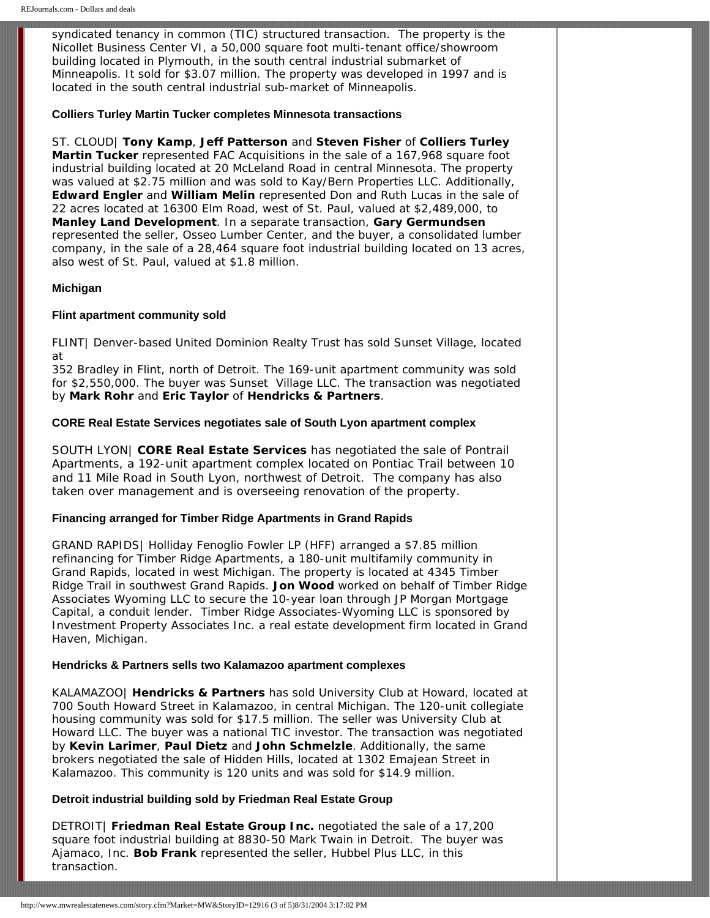syndicated tenancy in common (TIC) structured transaction. The property is the Nicollet Business Center VI, a 50,000 square foot multi-tenant office/showroom building located in Plymouth, in the south central industrial submarket of Minneapolis. It sold for $3.07 million. The property was developed in 1997 and is located in the south central industrial sub-market of Minneapolis.

**Colliers Turley Martin Tucker completes Minnesota transactions**

ST. CLOUD| **Tony Kamp**, **Jeff Patterson** and **Steven Fisher** of **Colliers Turley Martin Tucker** represented FAC Acquisitions in the sale of a 167,968 square foot industrial building located at 20 McLeland Road in central Minnesota. The property was valued at $2.75 million and was sold to Kay/Bern Properties LLC. Additionally, **Edward Engler** and **William Melin** represented Don and Ruth Lucas in the sale of 22 acres located at 16300 Elm Road, west of St. Paul, valued at $2,489,000, to **Manley Land Development**. In a separate transaction, **Gary Germundsen** represented the seller, Osseo Lumber Center, and the buyer, a consolidated lumber company, in the sale of a 28,464 square foot industrial building located on 13 acres, also west of St. Paul, valued at $1.8 million.

**Michigan**

**Flint apartment community sold**

FLINT| Denver-based United Dominion Realty Trust has sold Sunset Village, located at
352 Bradley in Flint, north of Detroit. The 169-unit apartment community was sold for $2,550,000. The buyer was Sunset Village LLC. The transaction was negotiated by **Mark Rohr** and **Eric Taylor** of **Hendricks & Partners**.

**CORE Real Estate Services negotiates sale of South Lyon apartment complex**

SOUTH LYON| **CORE Real Estate Services** has negotiated the sale of Pontrail Apartments, a 192-unit apartment complex located on Pontiac Trail between 10 and 11 Mile Road in South Lyon, northwest of Detroit. The company has also taken over management and is overseeing renovation of the property.

**Financing arranged for Timber Ridge Apartments in Grand Rapids**

GRAND RAPIDS| Holliday Fenoglio Fowler LP (HFF) arranged a $7.85 million refinancing for Timber Ridge Apartments, a 180-unit multifamily community in Grand Rapids, located in west Michigan. The property is located at 4345 Timber Ridge Trail in southwest Grand Rapids. **Jon Wood** worked on behalf of Timber Ridge Associates Wyoming LLC to secure the 10-year loan through JP Morgan Mortgage Capital, a conduit lender. Timber Ridge Associates-Wyoming LLC is sponsored by Investment Property Associates Inc. a real estate development firm located in Grand Haven, Michigan.

**Hendricks & Partners sells two Kalamazoo apartment complexes**

KALAMAZOO| **Hendricks & Partners** has sold University Club at Howard, located at 700 South Howard Street in Kalamazoo, in central Michigan. The 120-unit collegiate housing community was sold for $17.5 million. The seller was University Club at Howard LLC. The buyer was a national TIC investor. The transaction was negotiated by **Kevin Larimer**, **Paul Dietz** and **John Schmelzle**. Additionally, the same brokers negotiated the sale of Hidden Hills, located at 1302 Emajean Street in Kalamazoo. This community is 120 units and was sold for $14.9 million.

**Detroit industrial building sold by Friedman Real Estate Group**

DETROIT| **Friedman Real Estate Group Inc.** negotiated the sale of a 17,200 square foot industrial building at 8830-50 Mark Twain in Detroit. The buyer was Ajamaco, Inc. **Bob Frank** represented the seller, Hubbel Plus LLC, in this transaction.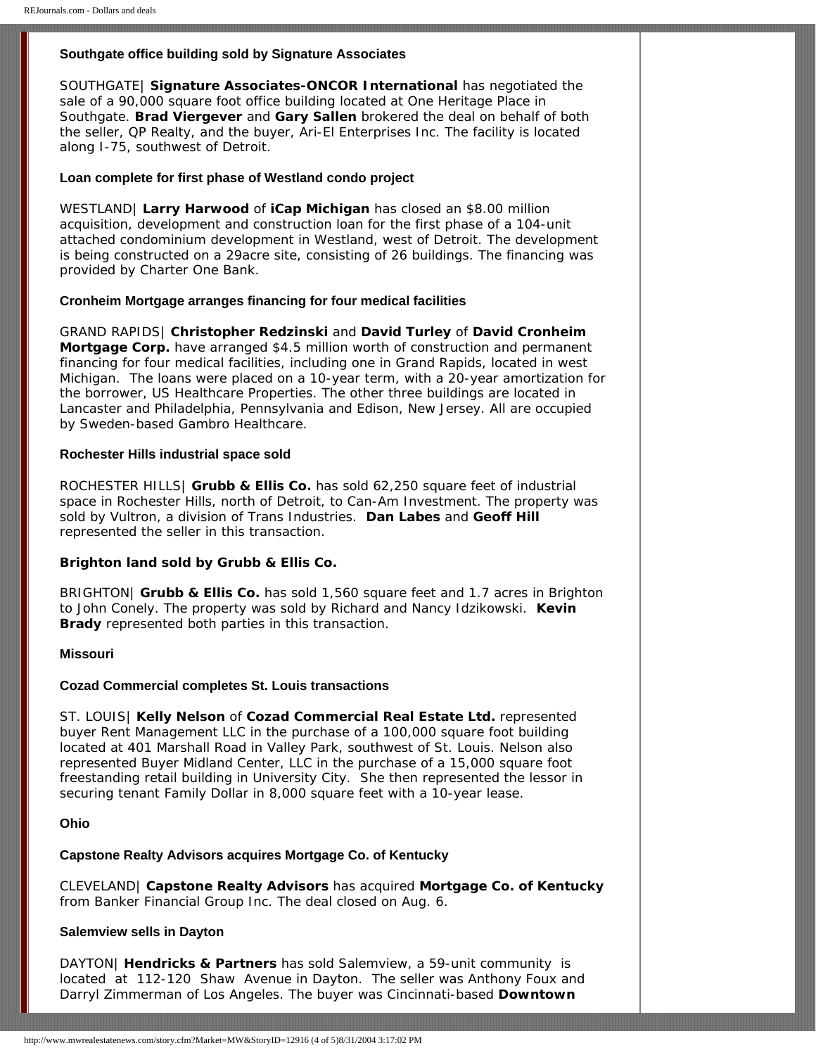### Southgate office building sold by Signature Associates

SOUTHGATE| **Signature Associates-ONCOR International** has negotiated the sale of a 90,000 square foot office building located at One Heritage Place in Southgate. **Brad Viergever** and **Gary Sallen** brokered the deal on behalf of both the seller, QP Realty, and the buyer, Ari-El Enterprises Inc. The facility is located along I-75, southwest of Detroit.

### Loan complete for first phase of Westland condo project

WESTLAND| **Larry Harwood** of **iCap Michigan** has closed an $8.00 million acquisition, development and construction loan for the first phase of a 104-unit attached condominium development in Westland, west of Detroit. The development is being constructed on a 29acre site, consisting of 26 buildings. The financing was provided by Charter One Bank.

### Cronheim Mortgage arranges financing for four medical facilities

GRAND RAPIDS| **Christopher Redzinski** and **David Turley** of **David Cronheim Mortgage Corp.** have arranged $4.5 million worth of construction and permanent financing for four medical facilities, including one in Grand Rapids, located in west Michigan. The loans were placed on a 10-year term, with a 20-year amortization for the borrower, US Healthcare Properties. The other three buildings are located in Lancaster and Philadelphia, Pennsylvania and Edison, New Jersey. All are occupied by Sweden-based Gambro Healthcare.

### Rochester Hills industrial space sold

ROCHESTER HILLS| **Grubb & Ellis Co.** has sold 62,250 square feet of industrial space in Rochester Hills, north of Detroit, to Can-Am Investment. The property was sold by Vultron, a division of Trans Industries. **Dan Labes** and **Geoff Hill** represented the seller in this transaction.

### Brighton land sold by Grubb & Ellis Co.

BRIGHTON| **Grubb & Ellis Co.** has sold 1,560 square feet and 1.7 acres in Brighton to John Conely. The property was sold by Richard and Nancy Idzikowski. **Kevin Brady** represented both parties in this transaction.

## Missouri

### Cozad Commercial completes St. Louis transactions

ST. LOUIS| **Kelly Nelson** of **Cozad Commercial Real Estate Ltd.** represented buyer Rent Management LLC in the purchase of a 100,000 square foot building located at 401 Marshall Road in Valley Park, southwest of St. Louis. Nelson also represented Buyer Midland Center, LLC in the purchase of a 15,000 square foot freestanding retail building in University City. She then represented the lessor in securing tenant Family Dollar in 8,000 square feet with a 10-year lease.

## Ohio

### Capstone Realty Advisors acquires Mortgage Co. of Kentucky

CLEVELAND| **Capstone Realty Advisors** has acquired **Mortgage Co. of Kentucky** from Banker Financial Group Inc. The deal closed on Aug. 6.

### Salemview sells in Dayton

DAYTON| **Hendricks & Partners** has sold Salemview, a 59-unit community is located at 112-120 Shaw Avenue in Dayton. The seller was Anthony Foux and Darryl Zimmerman of Los Angeles. The buyer was Cincinnati-based **Downtown**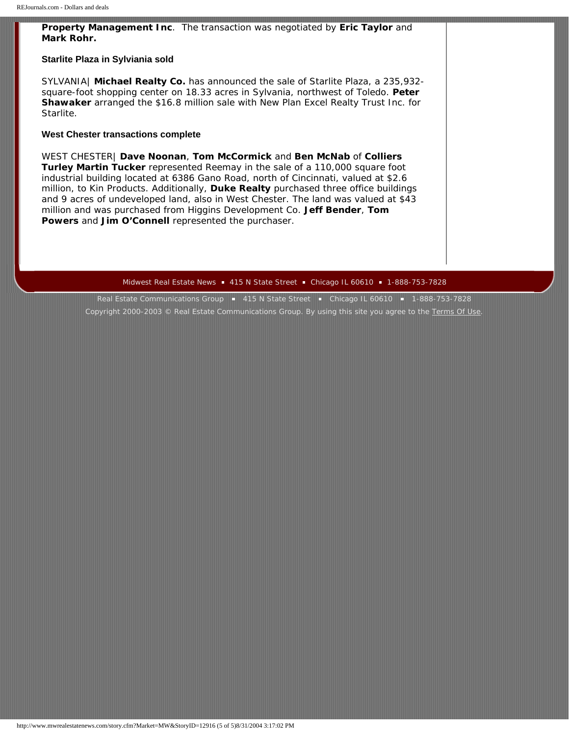**Property Management Inc**. The transaction was negotiated by **Eric Taylor** and **Mark Rohr.**

### Starlite Plaza in Sylviania sold

SYLVANIA| **Michael Realty Co.** has announced the sale of Starlite Plaza, a 235,932-square-foot shopping center on 18.33 acres in Sylvania, northwest of Toledo. **Peter Shawaker** arranged the $16.8 million sale with New Plan Excel Realty Trust Inc. for Starlite.

### West Chester transactions complete

WEST CHESTER| **Dave Noonan**, **Tom McCormick** and **Ben McNab** of **Colliers Turley Martin Tucker** represented Reemay in the sale of a 110,000 square foot industrial building located at 6386 Gano Road, north of Cincinnati, valued at $2.6 million, to Kin Products. Additionally, **Duke Realty** purchased three office buildings and 9 acres of undeveloped land, also in West Chester. The land was valued at $43 million and was purchased from Higgins Development Co. **Jeff Bender**, **Tom Powers** and **Jim O'Connell** represented the purchaser.

Midwest Real Estate News ▪ 415 N State Street ▪ Chicago IL 60610 ▪ 1-888-753-7828

Real Estate Communications Group ▪ 415 N State Street ▪ Chicago IL 60610 ▪ 1-888-753-7828

Copyright 2000-2003 © Real Estate Communications Group. By using this site you agree to the Terms Of Use.